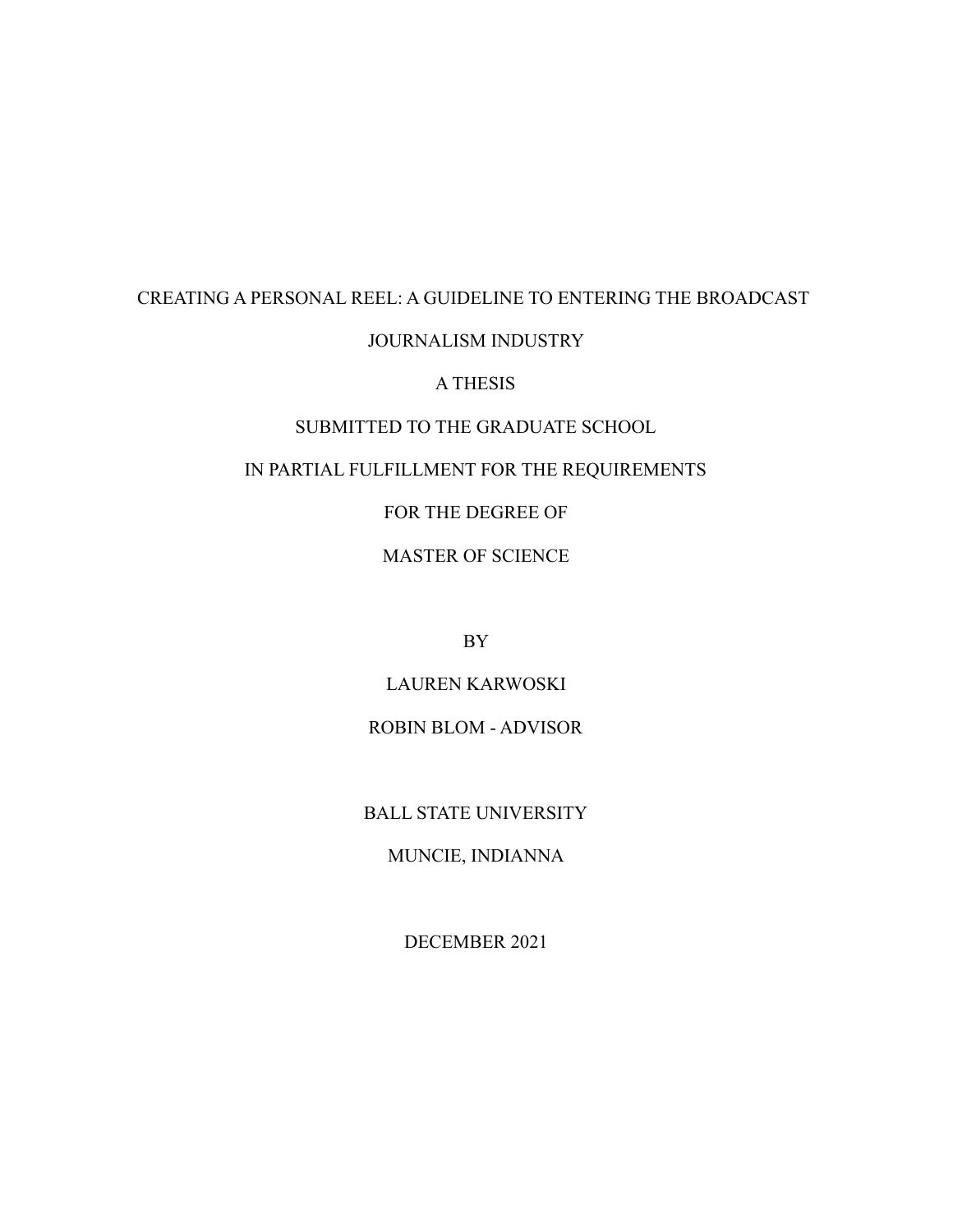CREATING A PERSONAL REEL: A GUIDELINE TO ENTERING THE BROADCAST

JOURNALISM INDUSTRY

A THESIS

SUBMITTED TO THE GRADUATE SCHOOL

IN PARTIAL FULFILLMENT FOR THE REQUIREMENTS

FOR THE DEGREE OF

MASTER OF SCIENCE

BY

LAUREN KARWOSKI

ROBIN BLOM - ADVISOR

BALL STATE UNIVERSITY

MUNCIE, INDIANNA

DECEMBER 2021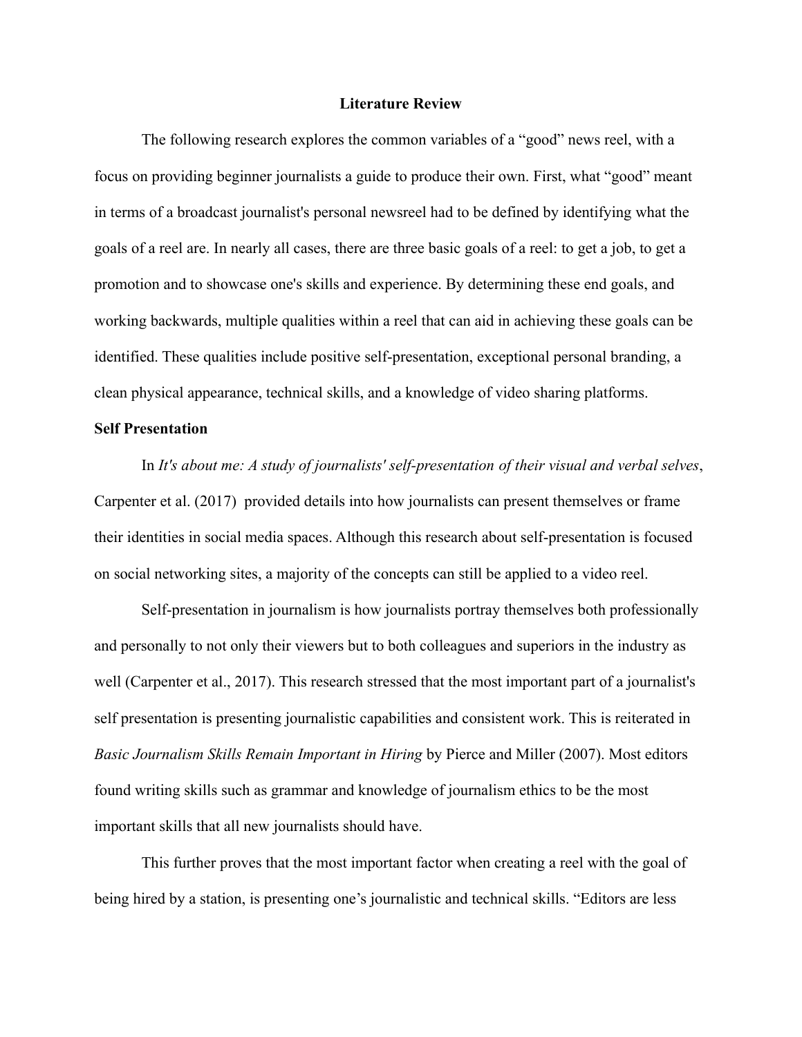# Literature Review

The following research explores the common variables of a “good” news reel, with a focus on providing beginner journalists a guide to produce their own. First, what “good” meant in terms of a broadcast journalist's personal newsreel had to be defined by identifying what the goals of a reel are. In nearly all cases, there are three basic goals of a reel: to get a job, to get a promotion and to showcase one's skills and experience. By determining these end goals, and working backwards, multiple qualities within a reel that can aid in achieving these goals can be identified. These qualities include positive self-presentation, exceptional personal branding, a clean physical appearance, technical skills, and a knowledge of video sharing platforms.

## Self Presentation

In *It's about me: A study of journalists' self-presentation of their visual and verbal selves*, Carpenter et al. (2017) provided details into how journalists can present themselves or frame their identities in social media spaces. Although this research about self-presentation is focused on social networking sites, a majority of the concepts can still be applied to a video reel.

Self-presentation in journalism is how journalists portray themselves both professionally and personally to not only their viewers but to both colleagues and superiors in the industry as well (Carpenter et al., 2017). This research stressed that the most important part of a journalist's self presentation is presenting journalistic capabilities and consistent work. This is reiterated in *Basic Journalism Skills Remain Important in Hiring* by Pierce and Miller (2007). Most editors found writing skills such as grammar and knowledge of journalism ethics to be the most important skills that all new journalists should have.

This further proves that the most important factor when creating a reel with the goal of being hired by a station, is presenting one’s journalistic and technical skills. “Editors are less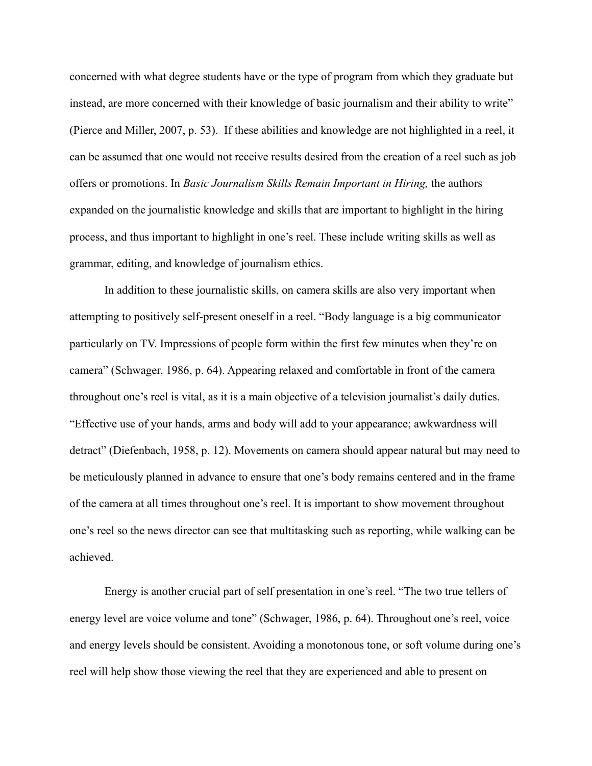concerned with what degree students have or the type of program from which they graduate but instead, are more concerned with their knowledge of basic journalism and their ability to write" (Pierce and Miller, 2007, p. 53). If these abilities and knowledge are not highlighted in a reel, it can be assumed that one would not receive results desired from the creation of a reel such as job offers or promotions. In *Basic Journalism Skills Remain Important in Hiring,* the authors expanded on the journalistic knowledge and skills that are important to highlight in the hiring process, and thus important to highlight in one's reel. These include writing skills as well as grammar, editing, and knowledge of journalism ethics.

In addition to these journalistic skills, on camera skills are also very important when attempting to positively self-present oneself in a reel. "Body language is a big communicator particularly on TV. Impressions of people form within the first few minutes when they're on camera" (Schwager, 1986, p. 64). Appearing relaxed and comfortable in front of the camera throughout one's reel is vital, as it is a main objective of a television journalist's daily duties. "Effective use of your hands, arms and body will add to your appearance; awkwardness will detract" (Diefenbach, 1958, p. 12). Movements on camera should appear natural but may need to be meticulously planned in advance to ensure that one's body remains centered and in the frame of the camera at all times throughout one's reel. It is important to show movement throughout one's reel so the news director can see that multitasking such as reporting, while walking can be achieved.

Energy is another crucial part of self presentation in one's reel. "The two true tellers of energy level are voice volume and tone" (Schwager, 1986, p. 64). Throughout one's reel, voice and energy levels should be consistent. Avoiding a monotonous tone, or soft volume during one's reel will help show those viewing the reel that they are experienced and able to present on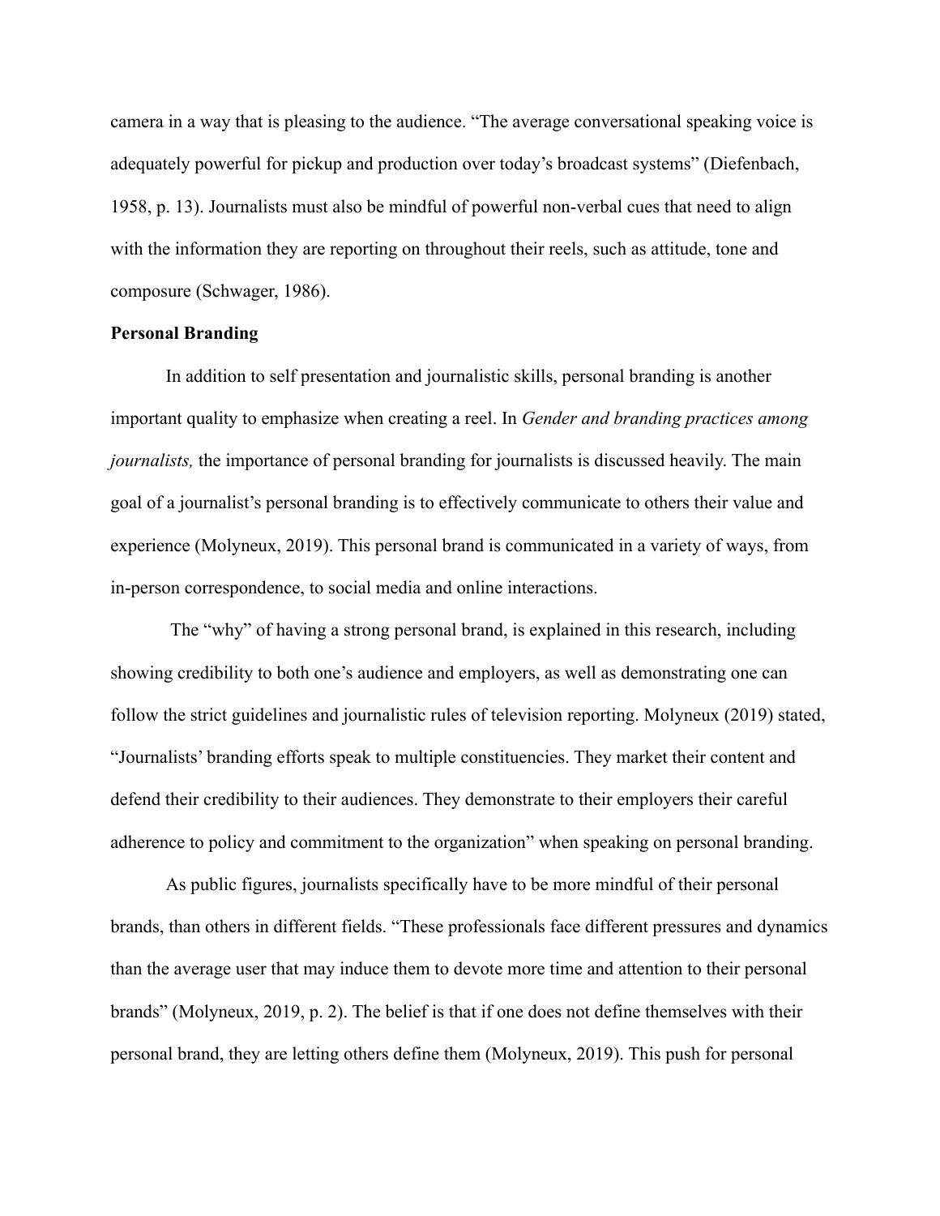camera in a way that is pleasing to the audience. “The average conversational speaking voice is adequately powerful for pickup and production over today’s broadcast systems” (Diefenbach, 1958, p. 13). Journalists must also be mindful of powerful non-verbal cues that need to align with the information they are reporting on throughout their reels, such as attitude, tone and composure (Schwager, 1986).

**Personal Branding**

In addition to self presentation and journalistic skills, personal branding is another important quality to emphasize when creating a reel. In *Gender and branding practices among journalists,* the importance of personal branding for journalists is discussed heavily. The main goal of a journalist’s personal branding is to effectively communicate to others their value and experience (Molyneux, 2019). This personal brand is communicated in a variety of ways, from in-person correspondence, to social media and online interactions.

The “why” of having a strong personal brand, is explained in this research, including showing credibility to both one’s audience and employers, as well as demonstrating one can follow the strict guidelines and journalistic rules of television reporting. Molyneux (2019) stated, “Journalists’ branding efforts speak to multiple constituencies. They market their content and defend their credibility to their audiences. They demonstrate to their employers their careful adherence to policy and commitment to the organization” when speaking on personal branding.

As public figures, journalists specifically have to be more mindful of their personal brands, than others in different fields. “These professionals face different pressures and dynamics than the average user that may induce them to devote more time and attention to their personal brands” (Molyneux, 2019, p. 2). The belief is that if one does not define themselves with their personal brand, they are letting others define them (Molyneux, 2019). This push for personal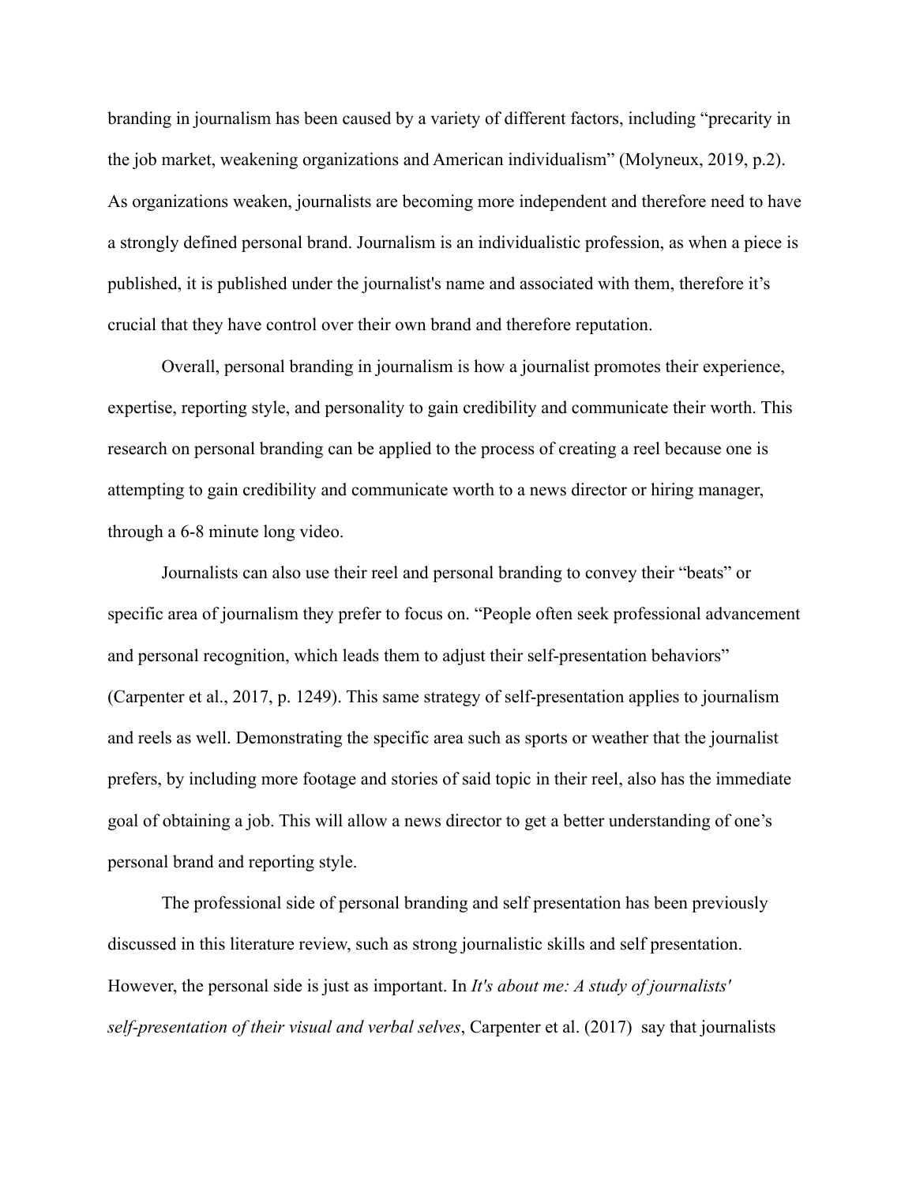branding in journalism has been caused by a variety of different factors, including "precarity in the job market, weakening organizations and American individualism" (Molyneux, 2019, p.2). As organizations weaken, journalists are becoming more independent and therefore need to have a strongly defined personal brand. Journalism is an individualistic profession, as when a piece is published, it is published under the journalist's name and associated with them, therefore it's crucial that they have control over their own brand and therefore reputation.

Overall, personal branding in journalism is how a journalist promotes their experience, expertise, reporting style, and personality to gain credibility and communicate their worth. This research on personal branding can be applied to the process of creating a reel because one is attempting to gain credibility and communicate worth to a news director or hiring manager, through a 6-8 minute long video.

Journalists can also use their reel and personal branding to convey their "beats" or specific area of journalism they prefer to focus on. "People often seek professional advancement and personal recognition, which leads them to adjust their self-presentation behaviors" (Carpenter et al., 2017, p. 1249). This same strategy of self-presentation applies to journalism and reels as well. Demonstrating the specific area such as sports or weather that the journalist prefers, by including more footage and stories of said topic in their reel, also has the immediate goal of obtaining a job. This will allow a news director to get a better understanding of one's personal brand and reporting style.

The professional side of personal branding and self presentation has been previously discussed in this literature review, such as strong journalistic skills and self presentation. However, the personal side is just as important. In *It's about me: A study of journalists' self-presentation of their visual and verbal selves*, Carpenter et al. (2017) say that journalists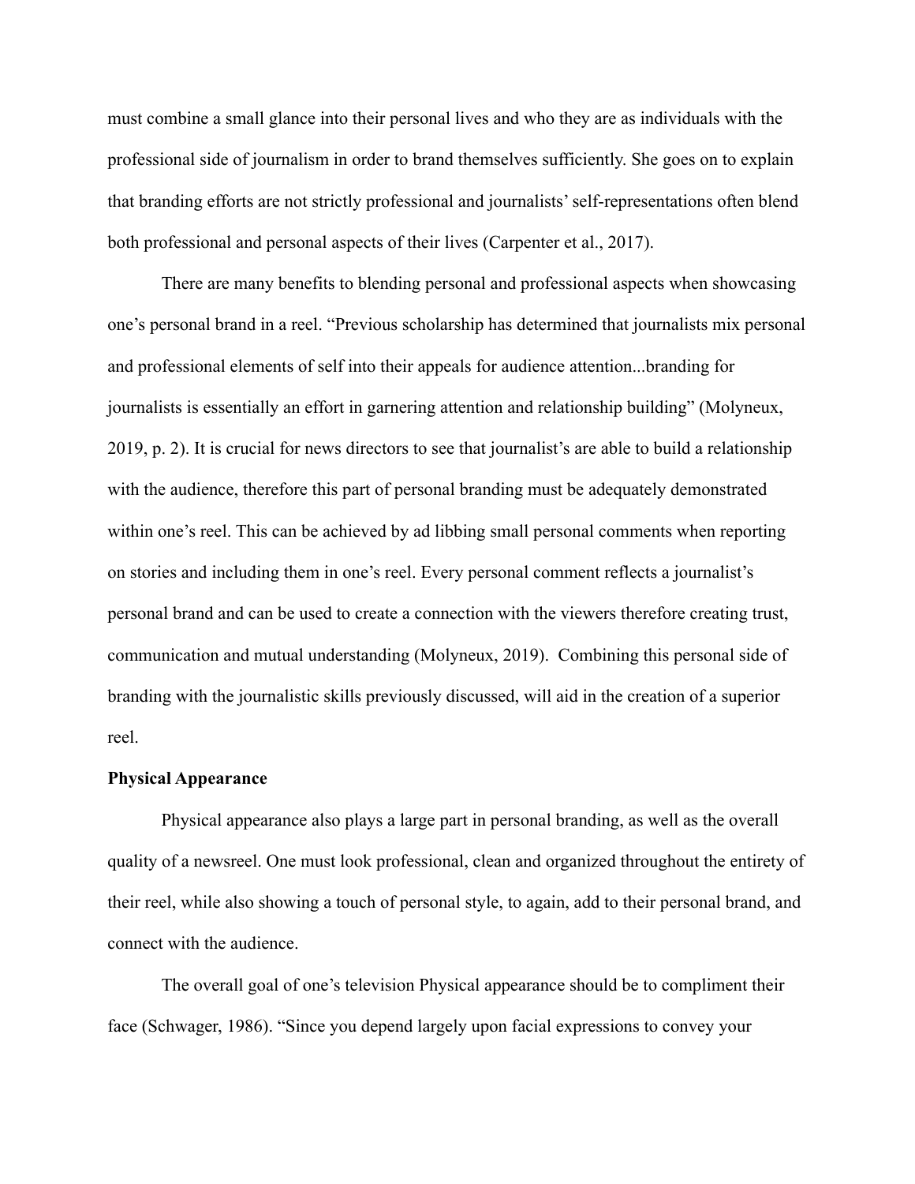must combine a small glance into their personal lives and who they are as individuals with the professional side of journalism in order to brand themselves sufficiently. She goes on to explain that branding efforts are not strictly professional and journalists' self-representations often blend both professional and personal aspects of their lives (Carpenter et al., 2017).

There are many benefits to blending personal and professional aspects when showcasing one's personal brand in a reel. "Previous scholarship has determined that journalists mix personal and professional elements of self into their appeals for audience attention...branding for journalists is essentially an effort in garnering attention and relationship building" (Molyneux, 2019, p. 2). It is crucial for news directors to see that journalist's are able to build a relationship with the audience, therefore this part of personal branding must be adequately demonstrated within one's reel. This can be achieved by ad libbing small personal comments when reporting on stories and including them in one's reel. Every personal comment reflects a journalist's personal brand and can be used to create a connection with the viewers therefore creating trust, communication and mutual understanding (Molyneux, 2019). Combining this personal side of branding with the journalistic skills previously discussed, will aid in the creation of a superior reel.

**Physical Appearance**

Physical appearance also plays a large part in personal branding, as well as the overall quality of a newsreel. One must look professional, clean and organized throughout the entirety of their reel, while also showing a touch of personal style, to again, add to their personal brand, and connect with the audience.

The overall goal of one's television Physical appearance should be to compliment their face (Schwager, 1986). "Since you depend largely upon facial expressions to convey your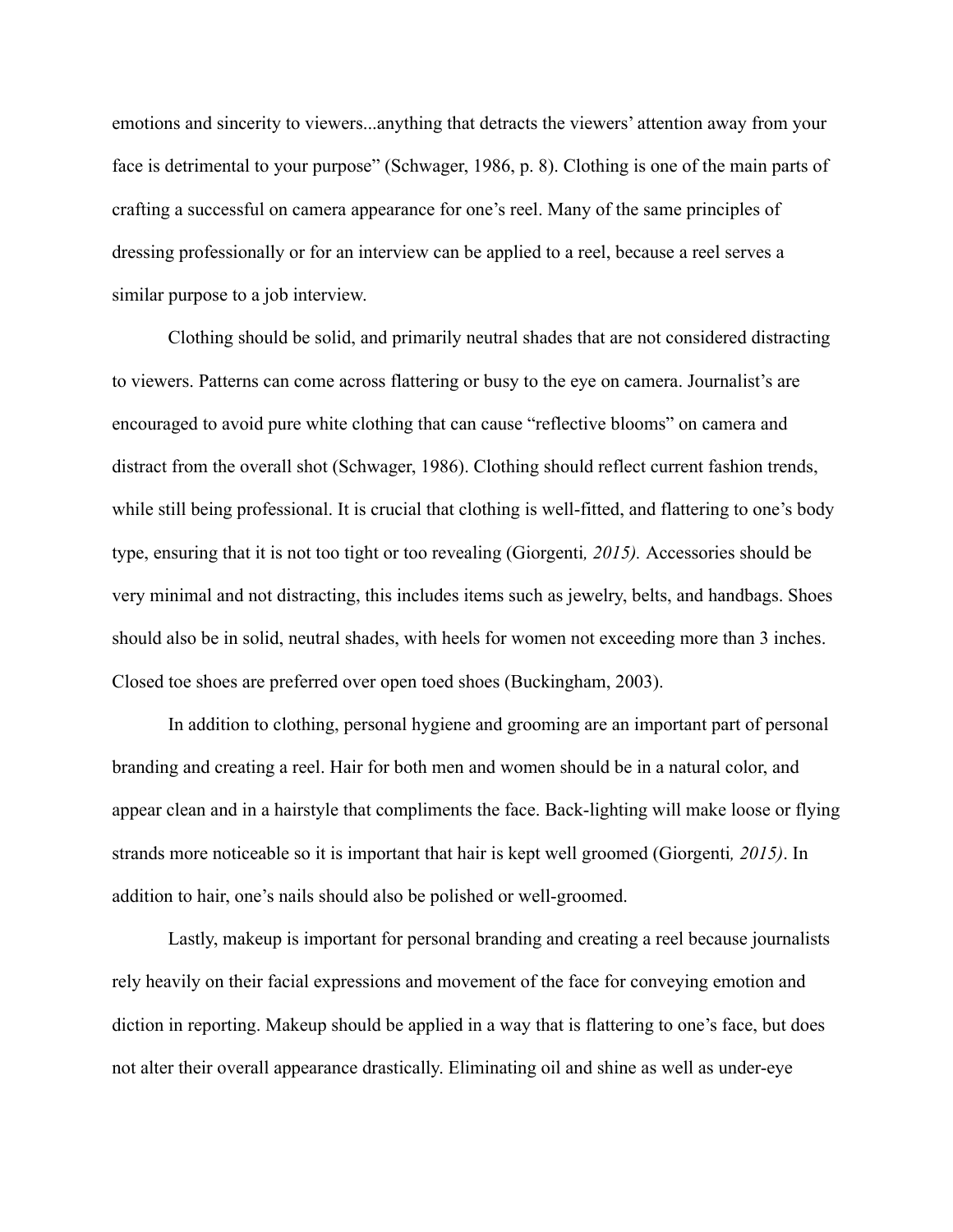emotions and sincerity to viewers...anything that detracts the viewers' attention away from your face is detrimental to your purpose" (Schwager, 1986, p. 8). Clothing is one of the main parts of crafting a successful on camera appearance for one's reel. Many of the same principles of dressing professionally or for an interview can be applied to a reel, because a reel serves a similar purpose to a job interview.

Clothing should be solid, and primarily neutral shades that are not considered distracting to viewers. Patterns can come across flattering or busy to the eye on camera. Journalist's are encouraged to avoid pure white clothing that can cause "reflective blooms" on camera and distract from the overall shot (Schwager, 1986). Clothing should reflect current fashion trends, while still being professional. It is crucial that clothing is well-fitted, and flattering to one's body type, ensuring that it is not too tight or too revealing (Giorgenti*, 2015).* Accessories should be very minimal and not distracting, this includes items such as jewelry, belts, and handbags. Shoes should also be in solid, neutral shades, with heels for women not exceeding more than 3 inches. Closed toe shoes are preferred over open toed shoes (Buckingham, 2003).

In addition to clothing, personal hygiene and grooming are an important part of personal branding and creating a reel. Hair for both men and women should be in a natural color, and appear clean and in a hairstyle that compliments the face. Back-lighting will make loose or flying strands more noticeable so it is important that hair is kept well groomed (Giorgenti*, 2015)*. In addition to hair, one's nails should also be polished or well-groomed.

Lastly, makeup is important for personal branding and creating a reel because journalists rely heavily on their facial expressions and movement of the face for conveying emotion and diction in reporting. Makeup should be applied in a way that is flattering to one's face, but does not alter their overall appearance drastically. Eliminating oil and shine as well as under-eye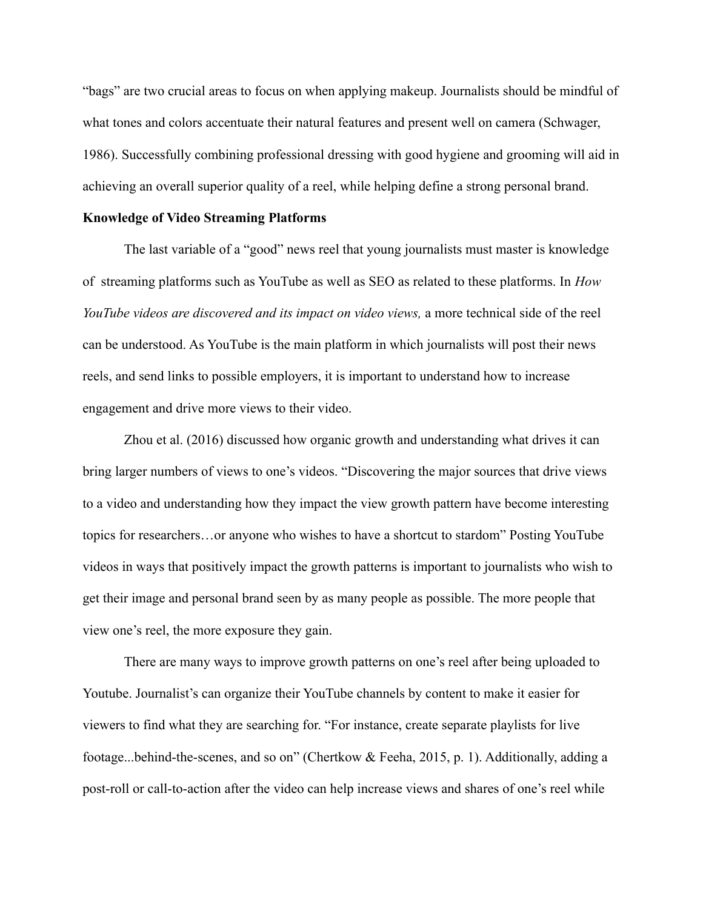“bags” are two crucial areas to focus on when applying makeup. Journalists should be mindful of what tones and colors accentuate their natural features and present well on camera (Schwager, 1986). Successfully combining professional dressing with good hygiene and grooming will aid in achieving an overall superior quality of a reel, while helping define a strong personal brand.

**Knowledge of Video Streaming Platforms**

The last variable of a “good” news reel that young journalists must master is knowledge of streaming platforms such as YouTube as well as SEO as related to these platforms. In *How YouTube videos are discovered and its impact on video views,* a more technical side of the reel can be understood. As YouTube is the main platform in which journalists will post their news reels, and send links to possible employers, it is important to understand how to increase engagement and drive more views to their video.

Zhou et al. (2016) discussed how organic growth and understanding what drives it can bring larger numbers of views to one’s videos. “Discovering the major sources that drive views to a video and understanding how they impact the view growth pattern have become interesting topics for researchers…or anyone who wishes to have a shortcut to stardom” Posting YouTube videos in ways that positively impact the growth patterns is important to journalists who wish to get their image and personal brand seen by as many people as possible. The more people that view one’s reel, the more exposure they gain.

There are many ways to improve growth patterns on one’s reel after being uploaded to Youtube. Journalist’s can organize their YouTube channels by content to make it easier for viewers to find what they are searching for. “For instance, create separate playlists for live footage...behind-the-scenes, and so on” (Chertkow & Feeha, 2015, p. 1). Additionally, adding a post-roll or call-to-action after the video can help increase views and shares of one’s reel while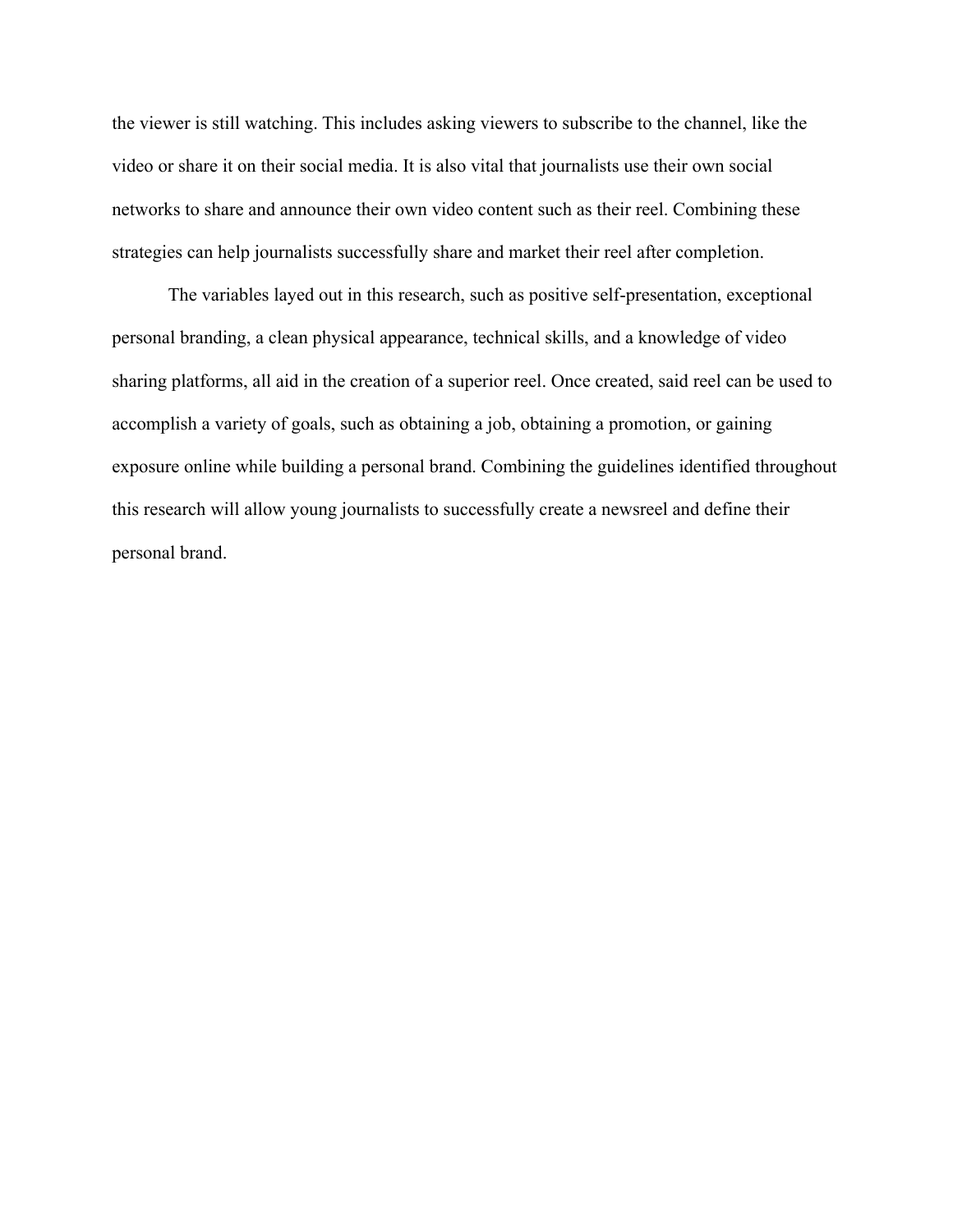the viewer is still watching. This includes asking viewers to subscribe to the channel, like the video or share it on their social media. It is also vital that journalists use their own social networks to share and announce their own video content such as their reel. Combining these strategies can help journalists successfully share and market their reel after completion.

The variables layed out in this research, such as positive self-presentation, exceptional personal branding, a clean physical appearance, technical skills, and a knowledge of video sharing platforms, all aid in the creation of a superior reel. Once created, said reel can be used to accomplish a variety of goals, such as obtaining a job, obtaining a promotion, or gaining exposure online while building a personal brand. Combining the guidelines identified throughout this research will allow young journalists to successfully create a newsreel and define their personal brand.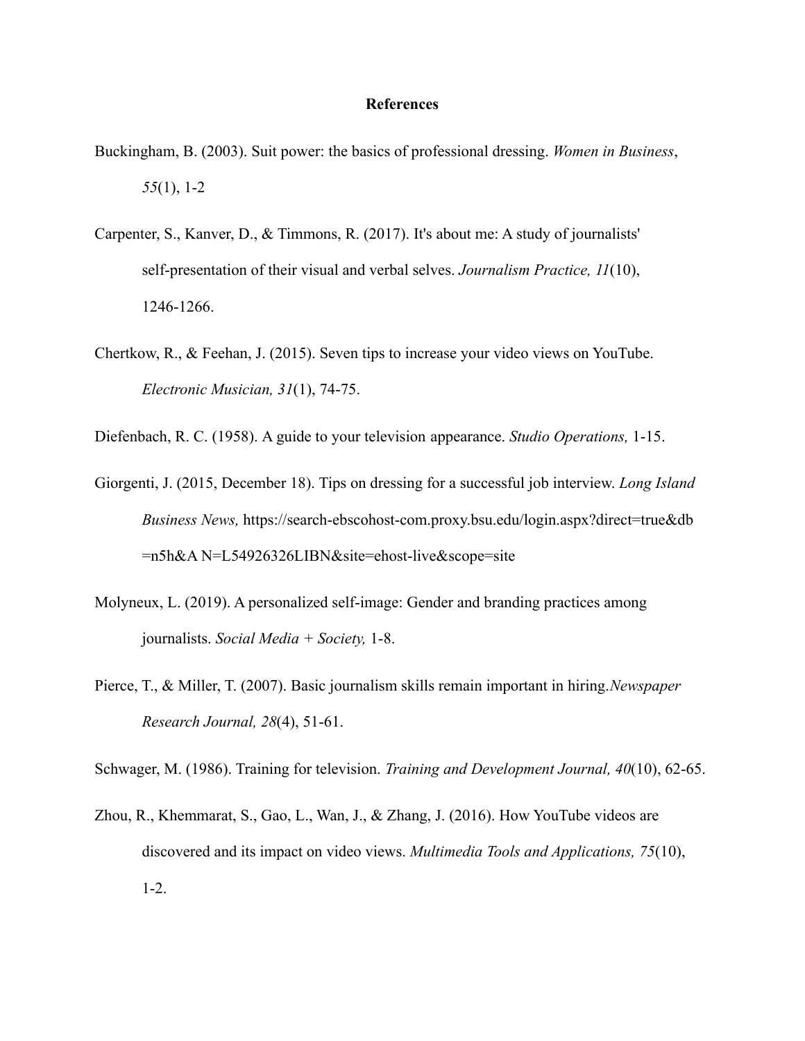## References

Buckingham, B. (2003). Suit power: the basics of professional dressing. *Women in Business*, *55*(1), 1-2

Carpenter, S., Kanver, D., & Timmons, R. (2017). It's about me: A study of journalists' self-presentation of their visual and verbal selves. *Journalism Practice, 11*(10), 1246-1266.

Chertkow, R., & Feehan, J. (2015). Seven tips to increase your video views on YouTube. *Electronic Musician, 31*(1), 74-75.

Diefenbach, R. C. (1958). A guide to your television appearance. *Studio Operations,* 1-15.

Giorgenti, J. (2015, December 18). Tips on dressing for a successful job interview. *Long Island Business News,* https://search-ebscohost-com.proxy.bsu.edu/login.aspx?direct=true&db =n5h&A N=L54926326LIBN&site=ehost-live&scope=site

Molyneux, L. (2019). A personalized self-image: Gender and branding practices among journalists. *Social Media + Society,* 1-8.

Pierce, T., & Miller, T. (2007). Basic journalism skills remain important in hiring.*Newspaper Research Journal, 28*(4), 51-61.

Schwager, M. (1986). Training for television. *Training and Development Journal, 40*(10), 62-65.

Zhou, R., Khemmarat, S., Gao, L., Wan, J., & Zhang, J. (2016). How YouTube videos are discovered and its impact on video views. *Multimedia Tools and Applications, 75*(10), 1-2.